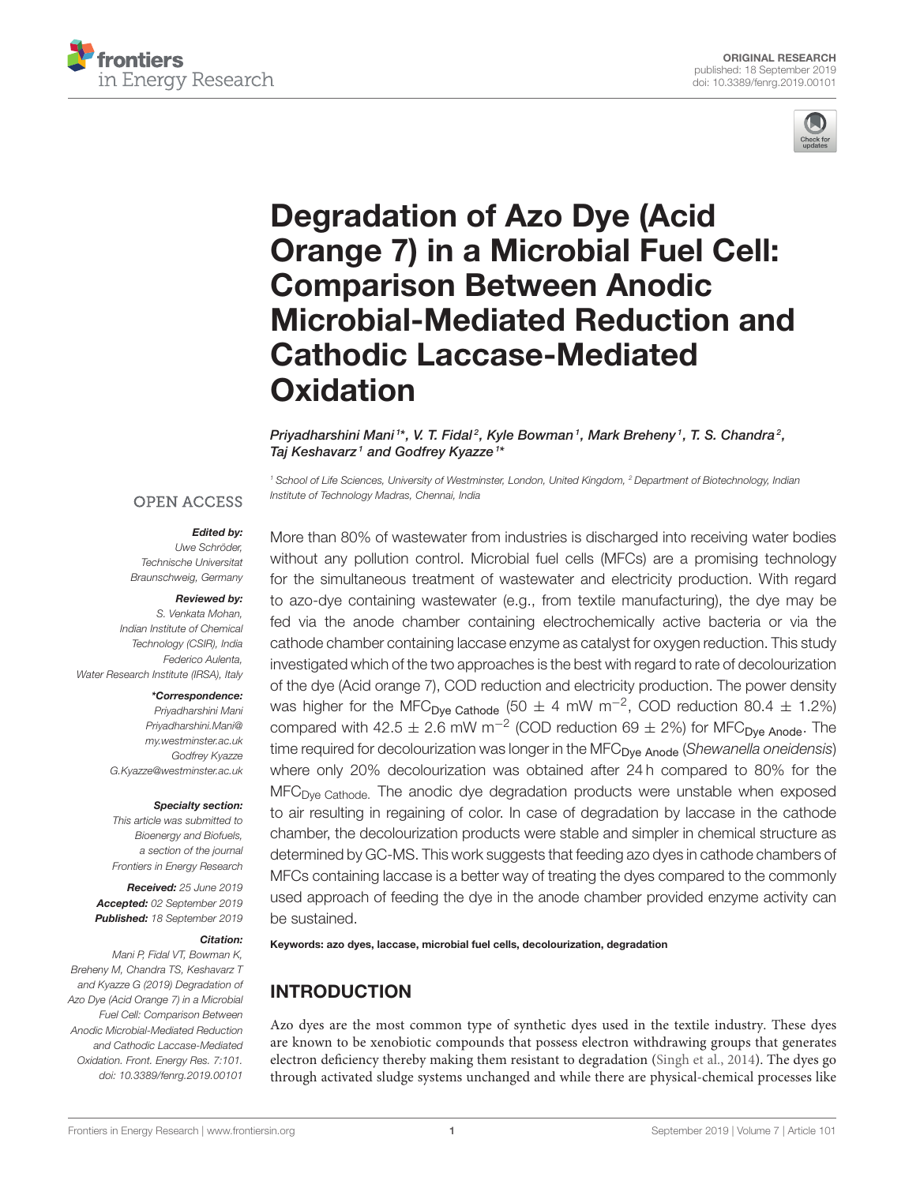ORIGINAL RESEARCH

published: 18 September 2019

doi: 10.3389/fenrg.2019.00101

# Degradation of Azo Dye (Acid Orange 7) in a Microbial Fuel Cell: Comparison Between Anodic Microbial-Mediated Reduction and Cathodic Laccase-Mediated Oxidation

*Priyadharshini Mani[1]\*, V. T. Fidal[2], Kyle Bowman[1], Mark Breheny[1], T. S. Chandra[2], Taj Keshavarz[1] and Godfrey Kyazze[1]\**

[1] School of Life Sciences, University of Westminster, London, United Kingdom, [2] Department of Biotechnology, Indian Institute of Technology Madras, Chennai, India

OPEN ACCESS

**Edited by:**
Uwe Schröder,
Technische Universitat Braunschweig, Germany

**Reviewed by:**
S. Venkata Mohan,
Indian Institute of Chemical Technology (CSIR), India
Federico Aulenta,
Water Research Institute (IRSA), Italy

**\*Correspondence:**
Priyadharshini Mani
Priyadharshini.Mani@my.westminster.ac.uk
Godfrey Kyazze
G.Kyazze@westminster.ac.uk

**Specialty section:**
This article was submitted to Bioenergy and Biofuels, a section of the journal Frontiers in Energy Research

**Received:** 25 June 2019
**Accepted:** 02 September 2019
**Published:** 18 September 2019

**Citation:**
Mani P, Fidal VT, Bowman K, Breheny M, Chandra TS, Keshavarz T and Kyazze G (2019) Degradation of Azo Dye (Acid Orange 7) in a Microbial Fuel Cell: Comparison Between Anodic Microbial-Mediated Reduction and Cathodic Laccase-Mediated Oxidation. Front. Energy Res. 7:101. doi: 10.3389/fenrg.2019.00101

More than 80% of wastewater from industries is discharged into receiving water bodies without any pollution control. Microbial fuel cells (MFCs) are a promising technology for the simultaneous treatment of wastewater and electricity production. With regard to azo-dye containing wastewater (e.g., from textile manufacturing), the dye may be fed via the anode chamber containing electrochemically active bacteria or via the cathode chamber containing laccase enzyme as catalyst for oxygen reduction. This study investigated which of the two approaches is the best with regard to rate of decolourization of the dye (Acid orange 7), COD reduction and electricity production. The power density was higher for the $MFC_{\text{Dye Cathode}}$ ($50 \pm 4$ mW $m^{-2}$, COD reduction $80.4 \pm 1.2$%) compared with $42.5 \pm 2.6$ mW $m^{-2}$ (COD reduction $69 \pm 2$%) for $MFC_{\text{Dye Anode}}$. The time required for decolourization was longer in the $MFC_{\text{Dye Anode}}$ (*Shewanella oneidensis*) where only 20% decolourization was obtained after 24 h compared to 80% for the $MFC_{\text{Dye Cathode}}$. The anodic dye degradation products were unstable when exposed to air resulting in regaining of color. In case of degradation by laccase in the cathode chamber, the decolourization products were stable and simpler in chemical structure as determined by GC-MS. This work suggests that feeding azo dyes in cathode chambers of MFCs containing laccase is a better way of treating the dyes compared to the commonly used approach of feeding the dye in the anode chamber provided enzyme activity can be sustained.

**Keywords: azo dyes, laccase, microbial fuel cells, decolourization, degradation**

## INTRODUCTION

Azo dyes are the most common type of synthetic dyes used in the textile industry. These dyes are known to be xenobiotic compounds that possess electron withdrawing groups that generates electron deficiency thereby making them resistant to degradation (Singh et al., 2014). The dyes go through activated sludge systems unchanged and while there are physical-chemical processes like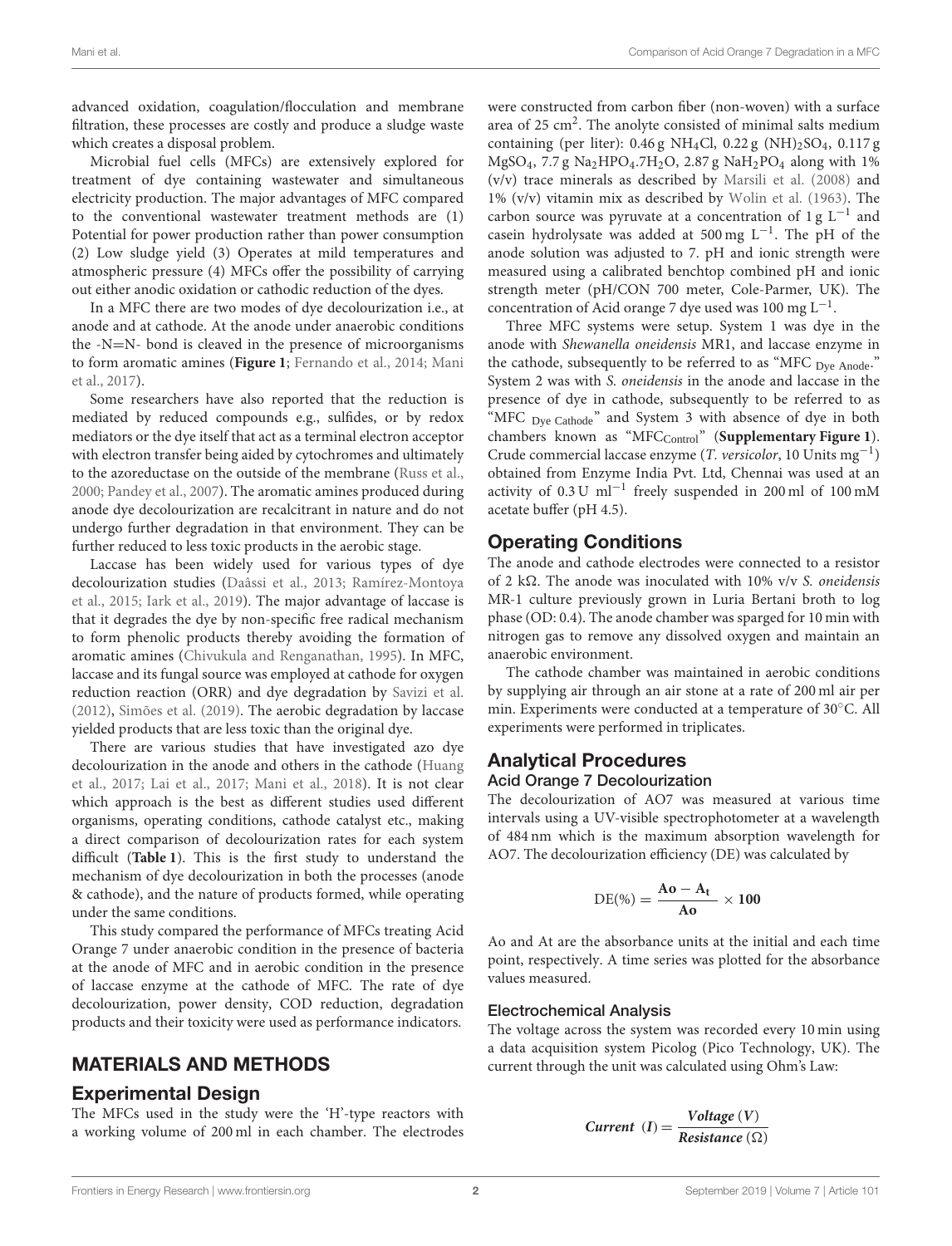advanced oxidation, coagulation/flocculation and membrane filtration, these processes are costly and produce a sludge waste which creates a disposal problem.

Microbial fuel cells (MFCs) are extensively explored for treatment of dye containing wastewater and simultaneous electricity production. The major advantages of MFC compared to the conventional wastewater treatment methods are (1) Potential for power production rather than power consumption (2) Low sludge yield (3) Operates at mild temperatures and atmospheric pressure (4) MFCs offer the possibility of carrying out either anodic oxidation or cathodic reduction of the dyes.

In a MFC there are two modes of dye decolourization i.e., at anode and at cathode. At the anode under anaerobic conditions the -N=N- bond is cleaved in the presence of microorganisms to form aromatic amines (**Figure 1**; Fernando et al., 2014; Mani et al., 2017).

Some researchers have also reported that the reduction is mediated by reduced compounds e.g., sulfides, or by redox mediators or the dye itself that act as a terminal electron acceptor with electron transfer being aided by cytochromes and ultimately to the azoreductase on the outside of the membrane (Russ et al., 2000; Pandey et al., 2007). The aromatic amines produced during anode dye decolourization are recalcitrant in nature and do not undergo further degradation in that environment. They can be further reduced to less toxic products in the aerobic stage.

Laccase has been widely used for various types of dye decolourization studies (Daâssi et al., 2013; Ramírez-Montoya et al., 2015; Iark et al., 2019). The major advantage of laccase is that it degrades the dye by non-specific free radical mechanism to form phenolic products thereby avoiding the formation of aromatic amines (Chivukula and Renganathan, 1995). In MFC, laccase and its fungal source was employed at cathode for oxygen reduction reaction (ORR) and dye degradation by Savizi et al. (2012), Simões et al. (2019). The aerobic degradation by laccase yielded products that are less toxic than the original dye.

There are various studies that have investigated azo dye decolourization in the anode and others in the cathode (Huang et al., 2017; Lai et al., 2017; Mani et al., 2018). It is not clear which approach is the best as different studies used different organisms, operating conditions, cathode catalyst etc., making a direct comparison of decolourization rates for each system difficult (**Table 1**). This is the first study to understand the mechanism of dye decolourization in both the processes (anode & cathode), and the nature of products formed, while operating under the same conditions.

This study compared the performance of MFCs treating Acid Orange 7 under anaerobic condition in the presence of bacteria at the anode of MFC and in aerobic condition in the presence of laccase enzyme at the cathode of MFC. The rate of dye decolourization, power density, COD reduction, degradation products and their toxicity were used as performance indicators.

## MATERIALS AND METHODS

### Experimental Design

The MFCs used in the study were the 'H'-type reactors with a working volume of 200 ml in each chamber. The electrodes were constructed from carbon fiber (non-woven) with a surface area of 25 $cm^2$. The anolyte consisted of minimal salts medium containing (per liter): 0.46 g $NH_4Cl$, 0.22 g $(NH)_2SO_4$, 0.117 g $MgSO_4$, 7.7 g $Na_2HPO_4.7H_2O$, 2.87 g $NaH_2PO_4$ along with 1% (v/v) trace minerals as described by Marsili et al. (2008) and 1% (v/v) vitamin mix as described by Wolin et al. (1963). The carbon source was pyruvate at a concentration of 1 g $L^{-1}$ and casein hydrolysate was added at 500 mg $L^{-1}$. The pH of the anode solution was adjusted to 7. pH and ionic strength were measured using a calibrated benchtop combined pH and ionic strength meter (pH/CON 700 meter, Cole-Parmer, UK). The concentration of Acid orange 7 dye used was 100 mg $L^{-1}$.

Three MFC systems were setup. System 1 was dye in the anode with *Shewanella oneidensis* MR1, and laccase enzyme in the cathode, subsequently to be referred to as "MFC $_{\text{Dye Anode}}$." System 2 was with *S. oneidensis* in the anode and laccase in the presence of dye in cathode, subsequently to be referred to as "MFC $_{\text{Dye Cathode}}$" and System 3 with absence of dye in both chambers known as "MFC$_{\text{Control}}$" (**Supplementary Figure 1**). Crude commercial laccase enzyme (*T. versicolor*, 10 Units $mg^{-1}$) obtained from Enzyme India Pvt. Ltd, Chennai was used at an activity of 0.3 U $ml^{-1}$ freely suspended in 200 ml of 100 mM acetate buffer (pH 4.5).

### Operating Conditions

The anode and cathode electrodes were connected to a resistor of 2 kΩ. The anode was inoculated with 10% v/v *S. oneidensis* MR-1 culture previously grown in Luria Bertani broth to log phase (OD: 0.4). The anode chamber was sparged for 10 min with nitrogen gas to remove any dissolved oxygen and maintain an anaerobic environment.

The cathode chamber was maintained in aerobic conditions by supplying air through an air stone at a rate of 200 ml air per min. Experiments were conducted at a temperature of 30°C. All experiments were performed in triplicates.

### Analytical Procedures

#### Acid Orange 7 Decolourization

The decolourization of AO7 was measured at various time intervals using a UV-visible spectrophotometer at a wavelength of 484 nm which is the maximum absorption wavelength for AO7. The decolourization efficiency (DE) was calculated by

$$\text{DE}(\%) = \frac{\mathbf{Ao - A_t}}{\mathbf{Ao}} \times \mathbf{100}$$

Ao and At are the absorbance units at the initial and each time point, respectively. A time series was plotted for the absorbance values measured.

#### Electrochemical Analysis

The voltage across the system was recorded every 10 min using a data acquisition system Picolog (Pico Technology, UK). The current through the unit was calculated using Ohm's Law:

$$\textit{Current}\ (\boldsymbol{I}) = \frac{\textit{Voltage}\ (\boldsymbol{V})}{\textit{Resistance}\ (\Omega)}$$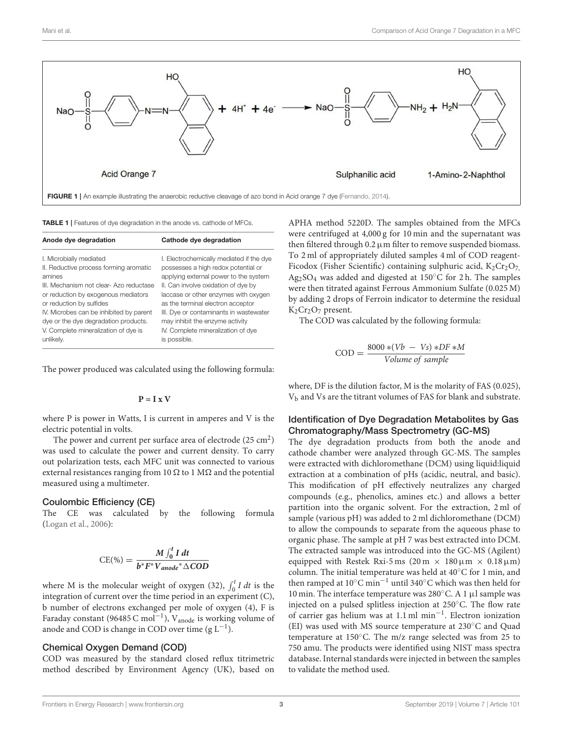FIGURE 1 | An example illustrating the anaerobic reductive cleavage of azo bond in Acid orange 7 dye (Fernando, 2014).

TABLE 1 | Features of dye degradation in the anode vs. cathode of MFCs.

| Anode dye degradation | Cathode dye degradation |
|---|---|
| I. Microbially mediated<br>II. Reductive process forming aromatic amines<br>III. Mechanism not clear- Azo reductase or reduction by exogenous mediators or reduction by sulfides<br>IV. Microbes can be inhibited by parent dye or the dye degradation products.<br>V. Complete mineralization of dye is unlikely. | I. Electrochemically mediated if the dye possesses a high redox potential or applying external power to the system<br>II. Can involve oxidation of dye by laccase or other enzymes with oxygen as the terminal electron acceptor<br>III. Dye or contaminants in wastewater may inhibit the enzyme activity<br>IV. Complete mineralization of dye is possible. |

The power produced was calculated using the following formula:

$$\mathbf{P = I \times V}$$

where P is power in Watts, I is current in amperes and V is the electric potential in volts.

The power and current per surface area of electrode (25 $cm^2$) was used to calculate the power and current density. To carry out polarization tests, each MFC unit was connected to various external resistances ranging from 10 Ω to 1 MΩ and the potential measured using a multimeter.

### Coulombic Efficiency (CE)

The CE was calculated by the following formula (Logan et al., 2006):

$$\text{CE}(\%) = \frac{M \int_0^t I\, dt}{b^* F^* V_{anode}{}^* \Delta COD}$$

where M is the molecular weight of oxygen (32), $\int_0^t I\, dt$ is the integration of current over the time period in an experiment (C), b number of electrons exchanged per mole of oxygen (4), F is Faraday constant (96485 C $mol^{-1}$), $V_{anode}$ is working volume of anode and COD is change in COD over time (g $L^{-1}$).

### Chemical Oxygen Demand (COD)

COD was measured by the standard closed reflux titrimetric method described by Environment Agency (UK), based on APHA method 5220D. The samples obtained from the MFCs were centrifuged at 4,000 g for 10 min and the supernatant was then filtered through 0.2 µm filter to remove suspended biomass. To 2 ml of appropriately diluted samples 4 ml of COD reagent-Ficodox (Fisher Scientific) containing sulphuric acid, $K_2Cr_2O_7$, $Ag_2SO_4$ was added and digested at 150°C for 2 h. The samples were then titrated against Ferrous Ammonium Sulfate (0.025 M) by adding 2 drops of Ferroin indicator to determine the residual $K_2Cr_2O_7$ present.

The COD was calculated by the following formula:

$$\text{COD} = \frac{8000 * (Vb - Vs) * DF * M}{Volume\ of\ sample}$$

where, DF is the dilution factor, M is the molarity of FAS (0.025), $V_b$ and Vs are the titrant volumes of FAS for blank and substrate.

### Identification of Dye Degradation Metabolites by Gas Chromatography/Mass Spectrometry (GC-MS)

The dye degradation products from both the anode and cathode chamber were analyzed through GC-MS. The samples were extracted with dichloromethane (DCM) using liquid:liquid extraction at a combination of pHs (acidic, neutral, and basic). This modification of pH effectively neutralizes any charged compounds (e.g., phenolics, amines etc.) and allows a better partition into the organic solvent. For the extraction, 2 ml of sample (various pH) was added to 2 ml dichloromethane (DCM) to allow the compounds to separate from the aqueous phase to organic phase. The sample at pH 7 was best extracted into DCM. The extracted sample was introduced into the GC-MS (Agilent) equipped with Restek Rxi-5 ms (20 m × 180 µm × 0.18 µm) column. The initial temperature was held at 40°C for 1 min, and then ramped at 10°C $min^{-1}$ until 340°C which was then held for 10 min. The interface temperature was 280°C. A 1 µl sample was injected on a pulsed splitless injection at 250°C. The flow rate of carrier gas helium was at 1.1 ml $min^{-1}$. Electron ionization (EI) was used with MS source temperature at 230°C and Quad temperature at 150°C. The m/z range selected was from 25 to 750 amu. The products were identified using NIST mass spectra database. Internal standards were injected in between the samples to validate the method used.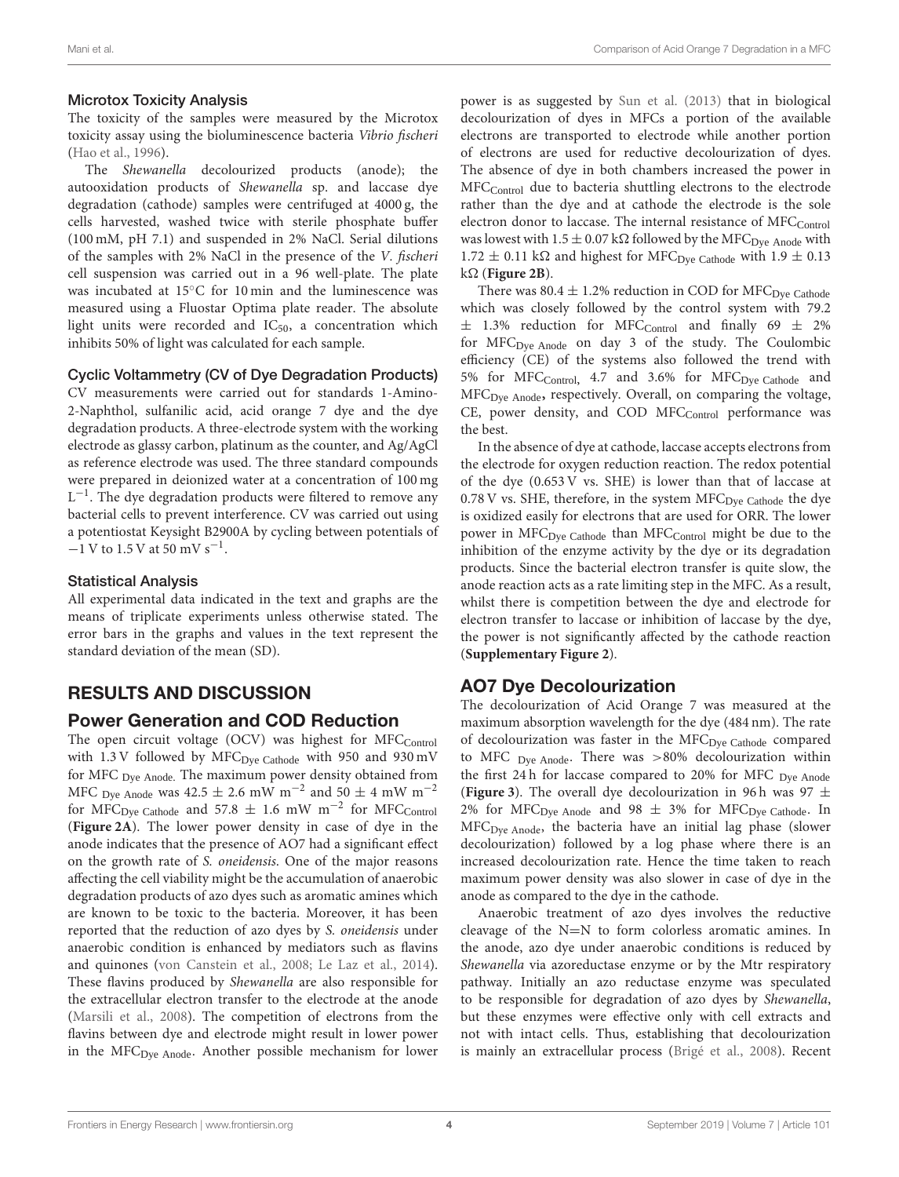### Microtox Toxicity Analysis

The toxicity of the samples were measured by the Microtox toxicity assay using the bioluminescence bacteria *Vibrio fischeri* (Hao et al., 1996).

The *Shewanella* decolourized products (anode); the autooxidation products of *Shewanella* sp. and laccase dye degradation (cathode) samples were centrifuged at 4000 g, the cells harvested, washed twice with sterile phosphate buffer (100 mM, pH 7.1) and suspended in 2% NaCl. Serial dilutions of the samples with 2% NaCl in the presence of the *V. fischeri* cell suspension was carried out in a 96 well-plate. The plate was incubated at 15°C for 10 min and the luminescence was measured using a Fluostar Optima plate reader. The absolute light units were recorded and $IC_{50}$, a concentration which inhibits 50% of light was calculated for each sample.

### Cyclic Voltammetry (CV of Dye Degradation Products)

CV measurements were carried out for standards 1-Amino-2-Naphthol, sulfanilic acid, acid orange 7 dye and the dye degradation products. A three-electrode system with the working electrode as glassy carbon, platinum as the counter, and Ag/AgCl as reference electrode was used. The three standard compounds were prepared in deionized water at a concentration of 100 mg $L^{-1}$. The dye degradation products were filtered to remove any bacterial cells to prevent interference. CV was carried out using a potentiostat Keysight B2900A by cycling between potentials of −1 V to 1.5 V at 50 mV $s^{-1}$.

### Statistical Analysis

All experimental data indicated in the text and graphs are the means of triplicate experiments unless otherwise stated. The error bars in the graphs and values in the text represent the standard deviation of the mean (SD).

## RESULTS AND DISCUSSION

### Power Generation and COD Reduction

The open circuit voltage (OCV) was highest for $MFC_{Control}$ with 1.3 V followed by $MFC_{Dye\ Cathode}$ with 950 and 930 mV for $MFC_{Dye\ Anode}$. The maximum power density obtained from $MFC_{Dye\ Anode}$ was 42.5 ± 2.6 mW $m^{-2}$ and 50 ± 4 mW $m^{-2}$ for $MFC_{Dye\ Cathode}$ and 57.8 ± 1.6 mW $m^{-2}$ for $MFC_{Control}$ (**Figure 2A**). The lower power density in case of dye in the anode indicates that the presence of AO7 had a significant effect on the growth rate of *S. oneidensis*. One of the major reasons affecting the cell viability might be the accumulation of anaerobic degradation products of azo dyes such as aromatic amines which are known to be toxic to the bacteria. Moreover, it has been reported that the reduction of azo dyes by *S. oneidensis* under anaerobic condition is enhanced by mediators such as flavins and quinones (von Canstein et al., 2008; Le Laz et al., 2014). These flavins produced by *Shewanella* are also responsible for the extracellular electron transfer to the electrode at the anode (Marsili et al., 2008). The competition of electrons from the flavins between dye and electrode might result in lower power in the $MFC_{Dye\ Anode}$. Another possible mechanism for lower power is as suggested by Sun et al. (2013) that in biological decolourization of dyes in MFCs a portion of the available electrons are transported to electrode while another portion of electrons are used for reductive decolourization of dyes. The absence of dye in both chambers increased the power in $MFC_{Control}$ due to bacteria shuttling electrons to the electrode rather than the dye and at cathode the electrode is the sole electron donor to laccase. The internal resistance of $MFC_{Control}$ was lowest with 1.5 ± 0.07 kΩ followed by the $MFC_{Dye\ Anode}$ with 1.72 ± 0.11 kΩ and highest for $MFC_{Dye\ Cathode}$ with 1.9 ± 0.13 kΩ (**Figure 2B**).

There was 80.4 ± 1.2% reduction in COD for $MFC_{Dye\ Cathode}$ which was closely followed by the control system with 79.2 ± 1.3% reduction for $MFC_{Control}$ and finally 69 ± 2% for $MFC_{Dye\ Anode}$ on day 3 of the study. The Coulombic efficiency (CE) of the systems also followed the trend with 5% for $MFC_{Control}$, 4.7 and 3.6% for $MFC_{Dye\ Cathode}$ and $MFC_{Dye\ Anode}$, respectively. Overall, on comparing the voltage, CE, power density, and COD $MFC_{Control}$ performance was the best.

In the absence of dye at cathode, laccase accepts electrons from the electrode for oxygen reduction reaction. The redox potential of the dye (0.653 V vs. SHE) is lower than that of laccase at 0.78 V vs. SHE, therefore, in the system $MFC_{Dye\ Cathode}$ the dye is oxidized easily for electrons that are used for ORR. The lower power in $MFC_{Dye\ Cathode}$ than $MFC_{Control}$ might be due to the inhibition of the enzyme activity by the dye or its degradation products. Since the bacterial electron transfer is quite slow, the anode reaction acts as a rate limiting step in the MFC. As a result, whilst there is competition between the dye and electrode for electron transfer to laccase or inhibition of laccase by the dye, the power is not significantly affected by the cathode reaction (**Supplementary Figure 2**).

### AO7 Dye Decolourization

The decolourization of Acid Orange 7 was measured at the maximum absorption wavelength for the dye (484 nm). The rate of decolourization was faster in the $MFC_{Dye\ Cathode}$ compared to $MFC_{Dye\ Anode}$. There was >80% decolourization within the first 24 h for laccase compared to 20% for $MFC_{Dye\ Anode}$ (**Figure 3**). The overall dye decolourization in 96 h was 97 ± 2% for $MFC_{Dye\ Anode}$ and 98 ± 3% for $MFC_{Dye\ Cathode}$. In $MFC_{Dye\ Anode}$, the bacteria have an initial lag phase (slower decolourization) followed by a log phase where there is an increased decolourization rate. Hence the time taken to reach maximum power density was also slower in case of dye in the anode as compared to the dye in the cathode.

Anaerobic treatment of azo dyes involves the reductive cleavage of the N=N to form colorless aromatic amines. In the anode, azo dye under anaerobic conditions is reduced by *Shewanella* via azoreductase enzyme or by the Mtr respiratory pathway. Initially an azo reductase enzyme was speculated to be responsible for degradation of azo dyes by *Shewanella*, but these enzymes were effective only with cell extracts and not with intact cells. Thus, establishing that decolourization is mainly an extracellular process (Brigé et al., 2008). Recent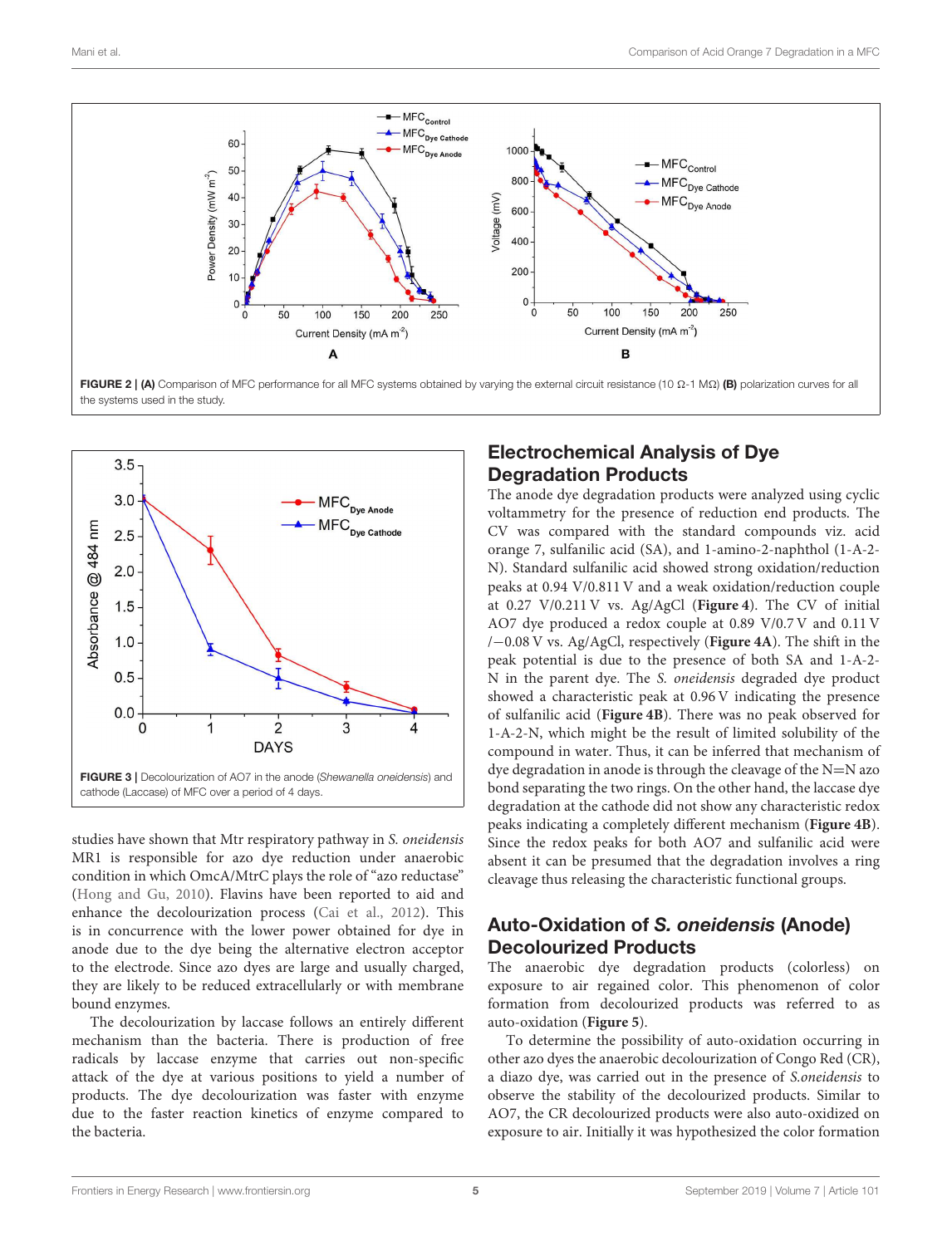FIGURE 2 | **(A)** Comparison of MFC performance for all MFC systems obtained by varying the external circuit resistance (10 Ω-1 MΩ) **(B)** polarization curves for all the systems used in the study.

FIGURE 3 | Decolourization of AO7 in the anode (*Shewanella oneidensis*) and cathode (Laccase) of MFC over a period of 4 days.

studies have shown that Mtr respiratory pathway in *S. oneidensis* MR1 is responsible for azo dye reduction under anaerobic condition in which OmcA/MtrC plays the role of "azo reductase" (Hong and Gu, 2010). Flavins have been reported to aid and enhance the decolourization process (Cai et al., 2012). This is in concurrence with the lower power obtained for dye in anode due to the dye being the alternative electron acceptor to the electrode. Since azo dyes are large and usually charged, they are likely to be reduced extracellularly or with membrane bound enzymes.

The decolourization by laccase follows an entirely different mechanism than the bacteria. There is production of free radicals by laccase enzyme that carries out non-specific attack of the dye at various positions to yield a number of products. The dye decolourization was faster with enzyme due to the faster reaction kinetics of enzyme compared to the bacteria.

## Electrochemical Analysis of Dye Degradation Products

The anode dye degradation products were analyzed using cyclic voltammetry for the presence of reduction end products. The CV was compared with the standard compounds viz. acid orange 7, sulfanilic acid (SA), and 1-amino-2-naphthol (1-A-2-N). Standard sulfanilic acid showed strong oxidation/reduction peaks at 0.94 V/0.811 V and a weak oxidation/reduction couple at 0.27 V/0.211 V vs. Ag/AgCl (**Figure 4**). The CV of initial AO7 dye produced a redox couple at 0.89 V/0.7 V and 0.11 V /−0.08 V vs. Ag/AgCl, respectively (**Figure 4A**). The shift in the peak potential is due to the presence of both SA and 1-A-2-N in the parent dye. The *S. oneidensis* degraded dye product showed a characteristic peak at 0.96 V indicating the presence of sulfanilic acid (**Figure 4B**). There was no peak observed for 1-A-2-N, which might be the result of limited solubility of the compound in water. Thus, it can be inferred that mechanism of dye degradation in anode is through the cleavage of the N=N azo bond separating the two rings. On the other hand, the laccase dye degradation at the cathode did not show any characteristic redox peaks indicating a completely different mechanism (**Figure 4B**). Since the redox peaks for both AO7 and sulfanilic acid were absent it can be presumed that the degradation involves a ring cleavage thus releasing the characteristic functional groups.

## Auto-Oxidation of *S. oneidensis* (Anode) Decolourized Products

The anaerobic dye degradation products (colorless) on exposure to air regained color. This phenomenon of color formation from decolourized products was referred to as auto-oxidation (**Figure 5**).

To determine the possibility of auto-oxidation occurring in other azo dyes the anaerobic decolourization of Congo Red (CR), a diazo dye, was carried out in the presence of *S.oneidensis* to observe the stability of the decolourized products. Similar to AO7, the CR decolourized products were also auto-oxidized on exposure to air. Initially it was hypothesized the color formation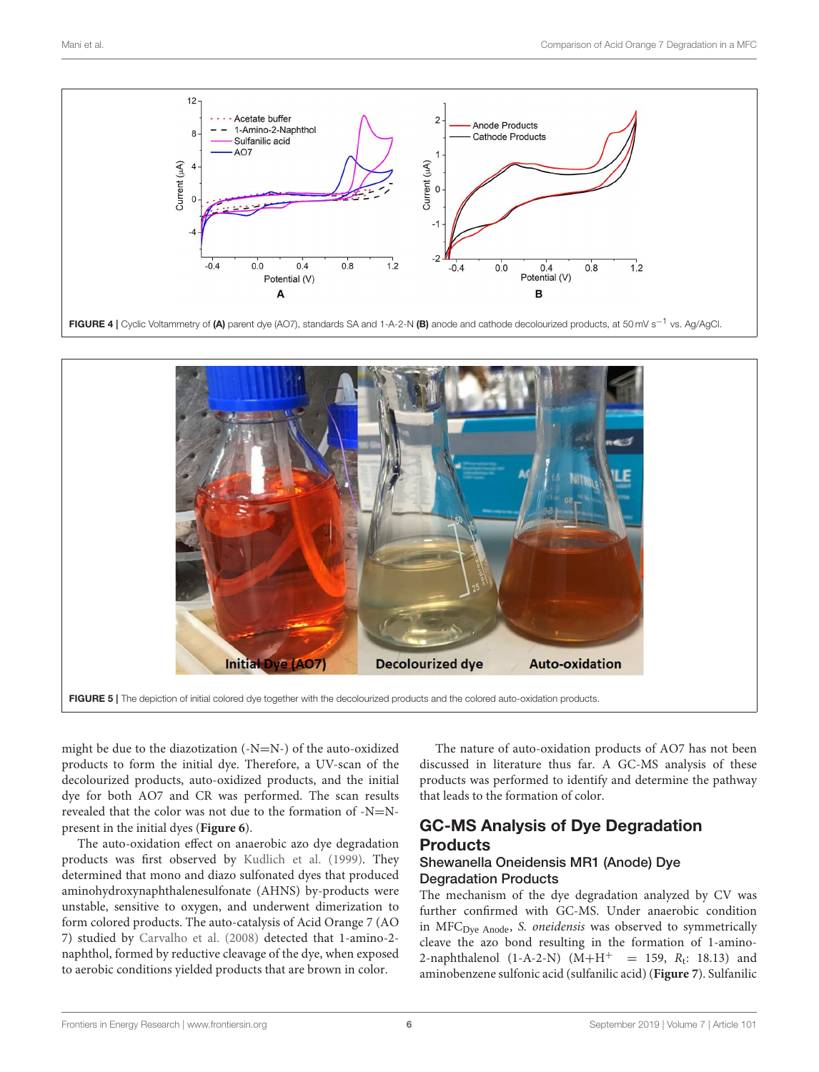FIGURE 4 | Cyclic Voltammetry of **(A)** parent dye (AO7), standards SA and 1-A-2-N **(B)** anode and cathode decolourized products, at 50 mV $s^{-1}$ vs. Ag/AgCl.

FIGURE 5 | The depiction of initial colored dye together with the decolourized products and the colored auto-oxidation products.

might be due to the diazotization (-N=N-) of the auto-oxidized products to form the initial dye. Therefore, a UV-scan of the decolourized products, auto-oxidized products, and the initial dye for both AO7 and CR was performed. The scan results revealed that the color was not due to the formation of -N=N- present in the initial dyes (**Figure 6**).

The auto-oxidation effect on anaerobic azo dye degradation products was first observed by Kudlich et al. (1999). They determined that mono and diazo sulfonated dyes that produced aminohydroxynaphthalenesulfonate (AHNS) by-products were unstable, sensitive to oxygen, and underwent dimerization to form colored products. The auto-catalysis of Acid Orange 7 (AO 7) studied by Carvalho et al. (2008) detected that 1-amino-2-naphthol, formed by reductive cleavage of the dye, when exposed to aerobic conditions yielded products that are brown in color.

The nature of auto-oxidation products of AO7 has not been discussed in literature thus far. A GC-MS analysis of these products was performed to identify and determine the pathway that leads to the formation of color.

## GC-MS Analysis of Dye Degradation Products

### Shewanella Oneidensis MR1 (Anode) Dye Degradation Products

The mechanism of the dye degradation analyzed by CV was further confirmed with GC-MS. Under anaerobic condition in $MFC_{Dye\ Anode}$, *S. oneidensis* was observed to symmetrically cleave the azo bond resulting in the formation of 1-amino-2-naphthalenol (1-A-2-N) ($M+H^{+}$ = 159, $R_t$: 18.13) and aminobenzene sulfonic acid (sulfanilic acid) (**Figure 7**). Sulfanilic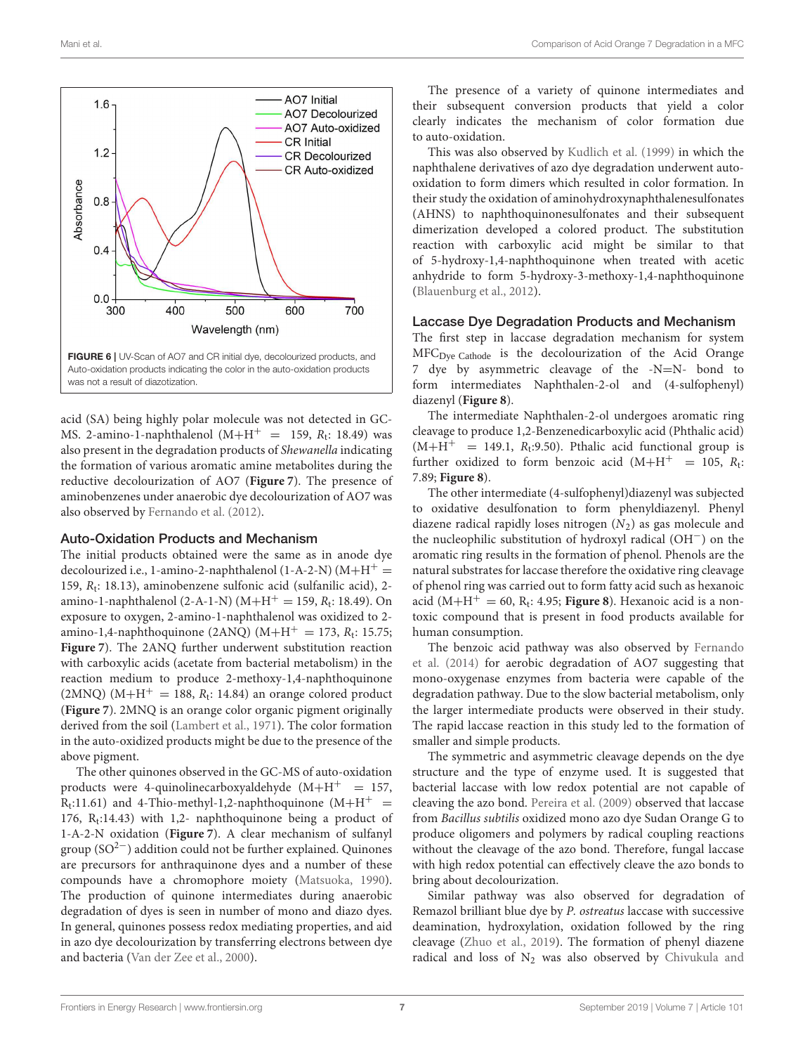FIGURE 6 | UV-Scan of AO7 and CR initial dye, decolourized products, and Auto-oxidation products indicating the color in the auto-oxidation products was not a result of diazotization.

acid (SA) being highly polar molecule was not detected in GC-MS. 2-amino-1-naphthalenol ($M+H^+$ = 159, $R_t$: 18.49) was also present in the degradation products of *Shewanella* indicating the formation of various aromatic amine metabolites during the reductive decolourization of AO7 (**Figure 7**). The presence of aminobenzenes under anaerobic dye decolourization of AO7 was also observed by Fernando et al. (2012).

### Auto-Oxidation Products and Mechanism

The initial products obtained were the same as in anode dye decolourized i.e., 1-amino-2-naphthalenol (1-A-2-N) ($M+H^+$ = 159, $R_t$: 18.13), aminobenzene sulfonic acid (sulfanilic acid), 2-amino-1-naphthalenol (2-A-1-N) ($M+H^+$ = 159, $R_t$: 18.49). On exposure to oxygen, 2-amino-1-naphthalenol was oxidized to 2-amino-1,4-naphthoquinone (2ANQ) ($M+H^+$ = 173, $R_t$: 15.75; **Figure 7**). The 2ANQ further underwent substitution reaction with carboxylic acids (acetate from bacterial metabolism) in the reaction medium to produce 2-methoxy-1,4-naphthoquinone (2MNQ) ($M+H^+$ = 188, $R_t$: 14.84) an orange colored product (**Figure 7**). 2MNQ is an orange color organic pigment originally derived from the soil (Lambert et al., 1971). The color formation in the auto-oxidized products might be due to the presence of the above pigment.

The other quinones observed in the GC-MS of auto-oxidation products were 4-quinolinecarboxyaldehyde ($M+H^+$ = 157, $R_t$:11.61) and 4-Thio-methyl-1,2-naphthoquinone ($M+H^+$ = 176, $R_t$:14.43) with 1,2- naphthoquinone being a product of 1-A-2-N oxidation (**Figure 7**). A clear mechanism of sulfanyl group ($SO^{2-}$) addition could not be further explained. Quinones are precursors for anthraquinone dyes and a number of these compounds have a chromophore moiety (Matsuoka, 1990). The production of quinone intermediates during anaerobic degradation of dyes is seen in number of mono and diazo dyes. In general, quinones possess redox mediating properties, and aid in azo dye decolourization by transferring electrons between dye and bacteria (Van der Zee et al., 2000).

The presence of a variety of quinone intermediates and their subsequent conversion products that yield a color clearly indicates the mechanism of color formation due to auto-oxidation.

This was also observed by Kudlich et al. (1999) in which the naphthalene derivatives of azo dye degradation underwent auto-oxidation to form dimers which resulted in color formation. In their study the oxidation of aminohydroxynaphthalenesulfonates (AHNS) to naphthoquinonesulfonates and their subsequent dimerization developed a colored product. The substitution reaction with carboxylic acid might be similar to that of 5-hydroxy-1,4-naphthoquinone when treated with acetic anhydride to form 5-hydroxy-3-methoxy-1,4-naphthoquinone (Blauenburg et al., 2012).

### Laccase Dye Degradation Products and Mechanism

The first step in laccase degradation mechanism for system $MFC_{Dye\ Cathode}$ is the decolourization of the Acid Orange 7 dye by asymmetric cleavage of the -N=N- bond to form intermediates Naphthalen-2-ol and (4-sulfophenyl) diazenyl (**Figure 8**).

The intermediate Naphthalen-2-ol undergoes aromatic ring cleavage to produce 1,2-Benzenedicarboxylic acid (Phthalic acid) ($M+H^+$ = 149.1, $R_t$:9.50). Pthalic acid functional group is further oxidized to form benzoic acid ($M+H^+$ = 105, $R_t$: 7.89; **Figure 8**).

The other intermediate (4-sulfophenyl)diazenyl was subjected to oxidative desulfonation to form phenyldiazenyl. Phenyl diazene radical rapidly loses nitrogen ($N_2$) as gas molecule and the nucleophilic substitution of hydroxyl radical ($OH^-$) on the aromatic ring results in the formation of phenol. Phenols are the natural substrates for laccase therefore the oxidative ring cleavage of phenol ring was carried out to form fatty acid such as hexanoic acid ($M+H^+$ = 60, $R_t$: 4.95; **Figure 8**). Hexanoic acid is a non-toxic compound that is present in food products available for human consumption.

The benzoic acid pathway was also observed by Fernando et al. (2014) for aerobic degradation of AO7 suggesting that mono-oxygenase enzymes from bacteria were capable of the degradation pathway. Due to the slow bacterial metabolism, only the larger intermediate products were observed in their study. The rapid laccase reaction in this study led to the formation of smaller and simple products.

The symmetric and asymmetric cleavage depends on the dye structure and the type of enzyme used. It is suggested that bacterial laccase with low redox potential are not capable of cleaving the azo bond. Pereira et al. (2009) observed that laccase from *Bacillus subtilis* oxidized mono azo dye Sudan Orange G to produce oligomers and polymers by radical coupling reactions without the cleavage of the azo bond. Therefore, fungal laccase with high redox potential can effectively cleave the azo bonds to bring about decolourization.

Similar pathway was also observed for degradation of Remazol brilliant blue dye by *P. ostreatus* laccase with successive deamination, hydroxylation, oxidation followed by the ring cleavage (Zhuo et al., 2019). The formation of phenyl diazene radical and loss of $N_2$ was also observed by Chivukula and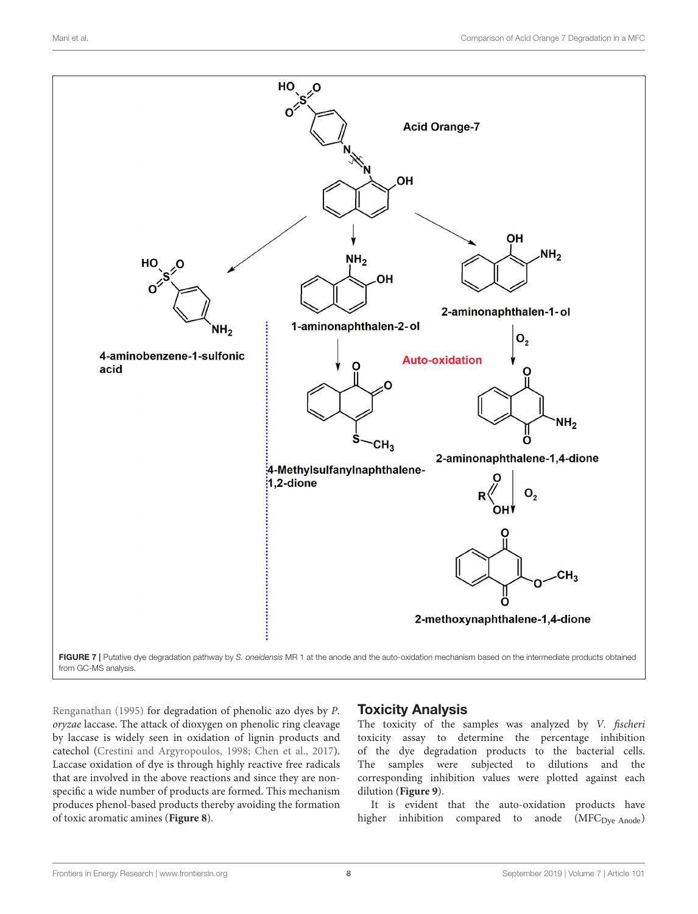FIGURE 7 | Putative dye degradation pathway by *S. oneidensis* MR 1 at the anode and the auto-oxidation mechanism based on the intermediate products obtained from GC-MS analysis.

Renganathan (1995) for degradation of phenolic azo dyes by *P. oryzae* laccase. The attack of dioxygen on phenolic ring cleavage by laccase is widely seen in oxidation of lignin products and catechol (Crestini and Argyropoulos, 1998; Chen et al., 2017). Laccase oxidation of dye is through highly reactive free radicals that are involved in the above reactions and since they are non-specific a wide number of products are formed. This mechanism produces phenol-based products thereby avoiding the formation of toxic aromatic amines (**Figure 8**).

## Toxicity Analysis

The toxicity of the samples was analyzed by *V. fischeri* toxicity assay to determine the percentage inhibition of the dye degradation products to the bacterial cells. The samples were subjected to dilutions and the corresponding inhibition values were plotted against each dilution (**Figure 9**).

It is evident that the auto-oxidation products have higher inhibition compared to anode ($MFC_{Dye\ Anode}$)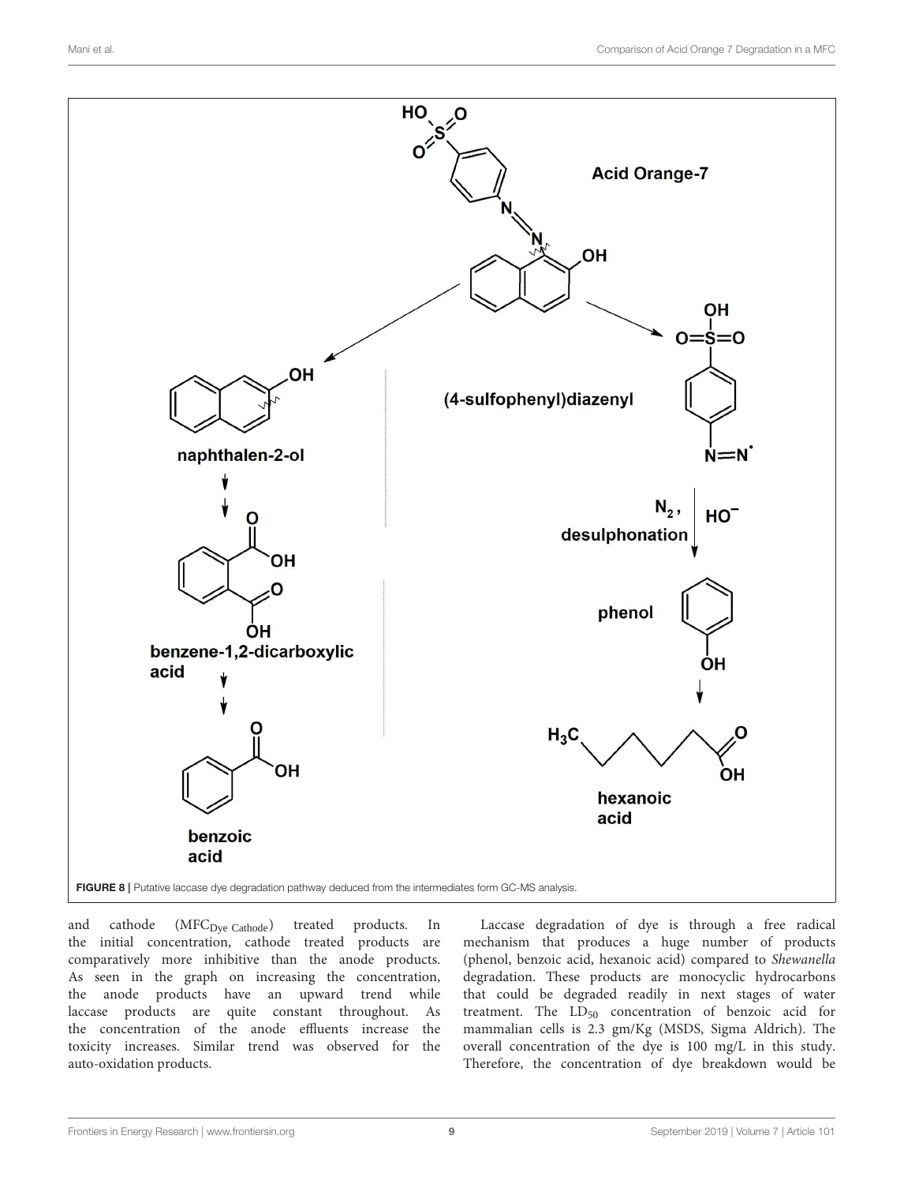FIGURE 8 | Putative laccase dye degradation pathway deduced from the intermediates form GC-MS analysis.

and cathode ($MFC_{Dye\ Cathode}$) treated products. In the initial concentration, cathode treated products are comparatively more inhibitive than the anode products. As seen in the graph on increasing the concentration, the anode products have an upward trend while laccase products are quite constant throughout. As the concentration of the anode effluents increase the toxicity increases. Similar trend was observed for the auto-oxidation products.

Laccase degradation of dye is through a free radical mechanism that produces a huge number of products (phenol, benzoic acid, hexanoic acid) compared to *Shewanella* degradation. These products are monocyclic hydrocarbons that could be degraded readily in next stages of water treatment. The $LD_{50}$ concentration of benzoic acid for mammalian cells is 2.3 gm/Kg (MSDS, Sigma Aldrich). The overall concentration of the dye is 100 mg/L in this study. Therefore, the concentration of dye breakdown would be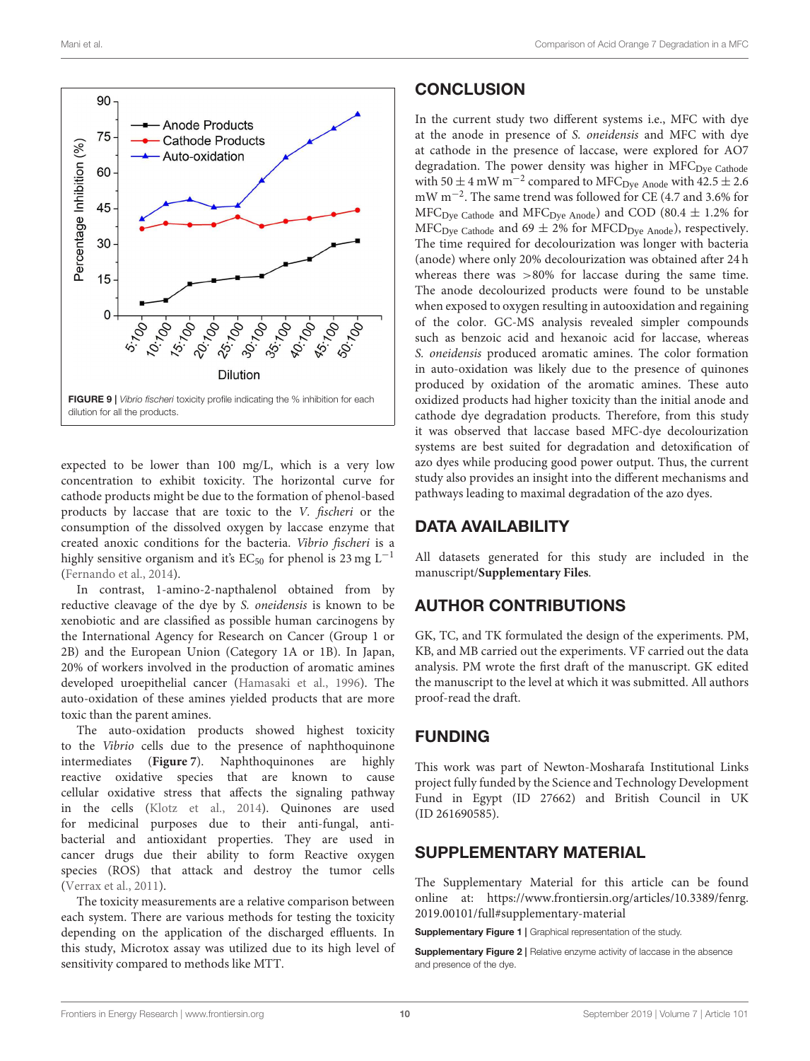FIGURE 9 | *Vibrio fischeri* toxicity profile indicating the % inhibition for each dilution for all the products.

expected to be lower than 100 mg/L, which is a very low concentration to exhibit toxicity. The horizontal curve for cathode products might be due to the formation of phenol-based products by laccase that are toxic to the *V. fischeri* or the consumption of the dissolved oxygen by laccase enzyme that created anoxic conditions for the bacteria. *Vibrio fischeri* is a highly sensitive organism and it's $EC_{50}$ for phenol is 23 mg $L^{-1}$ (Fernando et al., 2014).

In contrast, 1-amino-2-napthalenol obtained from by reductive cleavage of the dye by *S. oneidensis* is known to be xenobiotic and are classified as possible human carcinogens by the International Agency for Research on Cancer (Group 1 or 2B) and the European Union (Category 1A or 1B). In Japan, 20% of workers involved in the production of aromatic amines developed uroepithelial cancer (Hamasaki et al., 1996). The auto-oxidation of these amines yielded products that are more toxic than the parent amines.

The auto-oxidation products showed highest toxicity to the *Vibrio* cells due to the presence of naphthoquinone intermediates (**Figure 7**). Naphthoquinones are highly reactive oxidative species that are known to cause cellular oxidative stress that affects the signaling pathway in the cells (Klotz et al., 2014). Quinones are used for medicinal purposes due to their anti-fungal, anti-bacterial and antioxidant properties. They are used in cancer drugs due their ability to form Reactive oxygen species (ROS) that attack and destroy the tumor cells (Verrax et al., 2011).

The toxicity measurements are a relative comparison between each system. There are various methods for testing the toxicity depending on the application of the discharged effluents. In this study, Microtox assay was utilized due to its high level of sensitivity compared to methods like MTT.

## CONCLUSION

In the current study two different systems i.e., MFC with dye at the anode in presence of *S. oneidensis* and MFC with dye at cathode in the presence of laccase, were explored for AO7 degradation. The power density was higher in $MFC_{Dye\ Cathode}$ with $50 \pm 4$ mW $m^{-2}$ compared to $MFC_{Dye\ Anode}$ with $42.5 \pm 2.6$ mW $m^{-2}$. The same trend was followed for CE (4.7 and 3.6% for $MFC_{Dye\ Cathode}$ and $MFC_{Dye\ Anode}$) and COD ($80.4 \pm 1.2$% for $MFC_{Dye\ Cathode}$ and $69 \pm 2$% for $MFCD_{Dye\ Anode}$), respectively. The time required for decolourization was longer with bacteria (anode) where only 20% decolourization was obtained after 24 h whereas there was >80% for laccase during the same time. The anode decolourized products were found to be unstable when exposed to oxygen resulting in autooxidation and regaining of the color. GC-MS analysis revealed simpler compounds such as benzoic acid and hexanoic acid for laccase, whereas *S. oneidensis* produced aromatic amines. The color formation in auto-oxidation was likely due to the presence of quinones produced by oxidation of the aromatic amines. These auto oxidized products had higher toxicity than the initial anode and cathode dye degradation products. Therefore, from this study it was observed that laccase based MFC-dye decolourization systems are best suited for degradation and detoxification of azo dyes while producing good power output. Thus, the current study also provides an insight into the different mechanisms and pathways leading to maximal degradation of the azo dyes.

## DATA AVAILABILITY

All datasets generated for this study are included in the manuscript/**Supplementary Files**.

## AUTHOR CONTRIBUTIONS

GK, TC, and TK formulated the design of the experiments. PM, KB, and MB carried out the experiments. VF carried out the data analysis. PM wrote the first draft of the manuscript. GK edited the manuscript to the level at which it was submitted. All authors proof-read the draft.

## FUNDING

This work was part of Newton-Mosharafa Institutional Links project fully funded by the Science and Technology Development Fund in Egypt (ID 27662) and British Council in UK (ID 261690585).

## SUPPLEMENTARY MATERIAL

The Supplementary Material for this article can be found online at: https://www.frontiersin.org/articles/10.3389/fenrg.2019.00101/full#supplementary-material

**Supplementary Figure 1 |** Graphical representation of the study.

**Supplementary Figure 2 |** Relative enzyme activity of laccase in the absence and presence of the dye.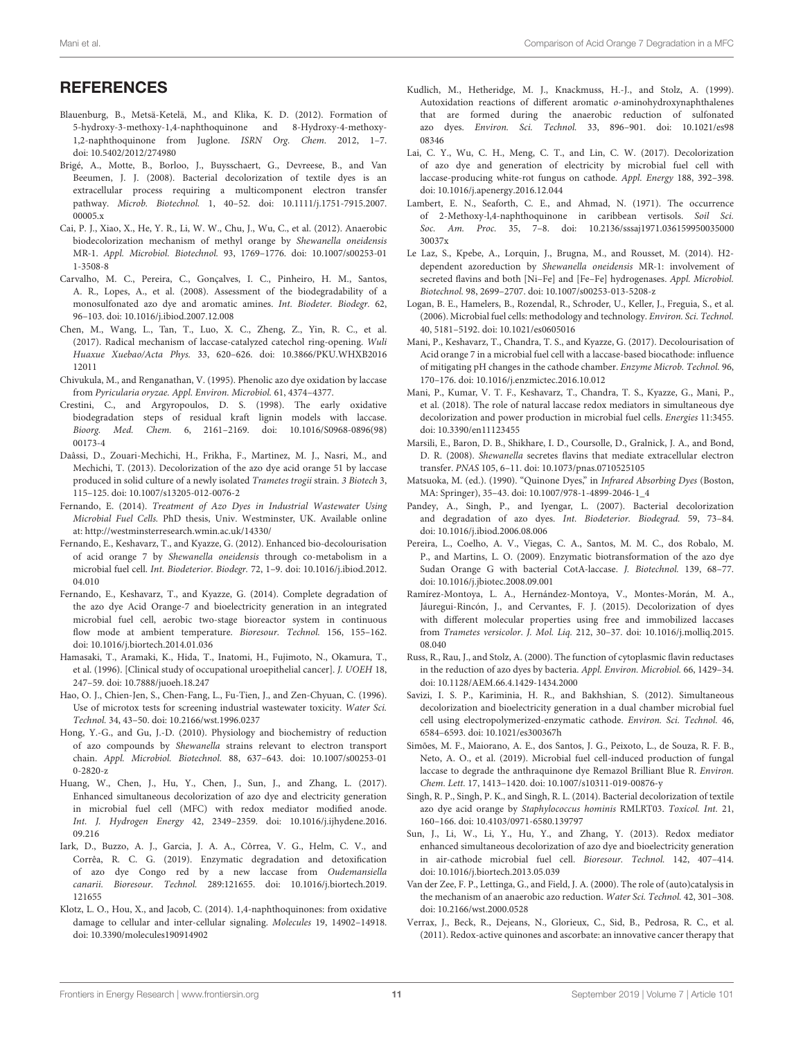## REFERENCES

Blauenburg, B., Metsä-Ketelä, M., and Klika, K. D. (2012). Formation of 5-hydroxy-3-methoxy-1,4-naphthoquinone and 8-Hydroxy-4-methoxy-1,2-naphthoquinone from Juglone. *ISRN Org. Chem.* 2012, 1–7. doi: 10.5402/2012/274980

Brigé, A., Motte, B., Borloo, J., Buysschaert, G., Devreese, B., and Van Beeumen, J. J. (2008). Bacterial decolorization of textile dyes is an extracellular process requiring a multicomponent electron transfer pathway. *Microb. Biotechnol.* 1, 40–52. doi: 10.1111/j.1751-7915.2007.00005.x

Cai, P. J., Xiao, X., He, Y. R., Li, W. W., Chu, J., Wu, C., et al. (2012). Anaerobic biodecolorization mechanism of methyl orange by *Shewanella oneidensis* MR-1. *Appl. Microbiol. Biotechnol.* 93, 1769–1776. doi: 10.1007/s00253-011-3508-8

Carvalho, M. C., Pereira, C., Gonçalves, I. C., Pinheiro, H. M., Santos, A. R., Lopes, A., et al. (2008). Assessment of the biodegradability of a monosulfonated azo dye and aromatic amines. *Int. Biodeter. Biodegr.* 62, 96–103. doi: 10.1016/j.ibiod.2007.12.008

Chen, M., Wang, L., Tan, T., Luo, X. C., Zheng, Z., Yin, R. C., et al. (2017). Radical mechanism of laccase-catalyzed catechol ring-opening. *Wuli Huaxue Xuebao/Acta Phys.* 33, 620–626. doi: 10.3866/PKU.WHXB201612011

Chivukula, M., and Renganathan, V. (1995). Phenolic azo dye oxidation by laccase from *Pyricularia oryzae*. *Appl. Environ. Microbiol.* 61, 4374–4377.

Crestini, C., and Argyropoulos, D. S. (1998). The early oxidative biodegradation steps of residual kraft lignin models with laccase. *Bioorg. Med. Chem.* 6, 2161–2169. doi: 10.1016/S0968-0896(98)00173-4

Daâssi, D., Zouari-Mechichi, H., Frikha, F., Martinez, M. J., Nasri, M., and Mechichi, T. (2013). Decolorization of the azo dye acid orange 51 by laccase produced in solid culture of a newly isolated *Trametes trogii* strain. *3 Biotech* 3, 115–125. doi: 10.1007/s13205-012-0076-2

Fernando, E. (2014). *Treatment of Azo Dyes in Industrial Wastewater Using Microbial Fuel Cells*. PhD thesis, Univ. Westminster, UK. Available online at: http://westminsterresearch.wmin.ac.uk/14330/

Fernando, E., Keshavarz, T., and Kyazze, G. (2012). Enhanced bio-decolourisation of acid orange 7 by *Shewanella oneidensis* through co-metabolism in a microbial fuel cell. *Int. Biodeterior. Biodegr.* 72, 1–9. doi: 10.1016/j.ibiod.2012.04.010

Fernando, E., Keshavarz, T., and Kyazze, G. (2014). Complete degradation of the azo dye Acid Orange-7 and bioelectricity generation in an integrated microbial fuel cell, aerobic two-stage bioreactor system in continuous flow mode at ambient temperature. *Bioresour. Technol.* 156, 155–162. doi: 10.1016/j.biortech.2014.01.036

Hamasaki, T., Aramaki, K., Hida, T., Inatomi, H., Fujimoto, N., Okamura, T., et al. (1996). [Clinical study of occupational uroepithelial cancer]. *J. UOEH* 18, 247–259. doi: 10.7888/juoeh.18.247

Hao, O. J., Chien-Jen, S., Chen-Fang, L., Fu-Tien, J., and Zen-Chyuan, C. (1996). Use of microtox tests for screening industrial wastewater toxicity. *Water Sci. Technol.* 34, 43–50. doi: 10.2166/wst.1996.0237

Hong, Y.-G., and Gu, J.-D. (2010). Physiology and biochemistry of reduction of azo compounds by *Shewanella* strains relevant to electron transport chain. *Appl. Microbiol. Biotechnol.* 88, 637–643. doi: 10.1007/s00253-010-2820-z

Huang, W., Chen, J., Hu, Y., Chen, J., Sun, J., and Zhang, L. (2017). Enhanced simultaneous decolorization of azo dye and electricity generation in microbial fuel cell (MFC) with redox mediator modified anode. *Int. J. Hydrogen Energy* 42, 2349–2359. doi: 10.1016/j.ijhydene.2016.09.216

Iark, D., Buzzo, A. J., Garcia, J. A. A., Côrrea, V. G., Helm, C. V., and Corrêa, R. C. G. (2019). Enzymatic degradation and detoxification of azo dye Congo red by a new laccase from *Oudemansiella canarii*. *Bioresour. Technol.* 289:121655. doi: 10.1016/j.biortech.2019.121655

Klotz, L. O., Hou, X., and Jacob, C. (2014). 1,4-naphthoquinones: from oxidative damage to cellular and inter-cellular signaling. *Molecules* 19, 14902–14918. doi: 10.3390/molecules190914902

Kudlich, M., Hetheridge, M. J., Knackmuss, H.-J., and Stolz, A. (1999). Autoxidation reactions of different aromatic *o*-aminohydroxynaphthalenes that are formed during the anaerobic reduction of sulfonated azo dyes. *Environ. Sci. Technol.* 33, 896–901. doi: 10.1021/es9808346

Lai, C. Y., Wu, C. H., Meng, C. T., and Lin, C. W. (2017). Decolorization of azo dye and generation of electricity by microbial fuel cell with laccase-producing white-rot fungus on cathode. *Appl. Energy* 188, 392–398. doi: 10.1016/j.apenergy.2016.12.044

Lambert, E. N., Seaforth, C. E., and Ahmad, N. (1971). The occurrence of 2-Methoxy-l,4-naphthoquinone in caribbean vertisols. *Soil Sci. Soc. Am. Proc.* 35, 7–8. doi: 10.2136/sssaj1971.03615995003500030037x

Le Laz, S., Kpebe, A., Lorquin, J., Brugna, M., and Rousset, M. (2014). H2-dependent azoreduction by *Shewanella oneidensis* MR-1: involvement of secreted flavins and both [Ni–Fe] and [Fe–Fe] hydrogenases. *Appl. Microbiol. Biotechnol.* 98, 2699–2707. doi: 10.1007/s00253-013-5208-z

Logan, B. E., Hamelers, B., Rozendal, R., Schroder, U., Keller, J., Freguia, S., et al. (2006). Microbial fuel cells: methodology and technology. *Environ. Sci. Technol.* 40, 5181–5192. doi: 10.1021/es0605016

Mani, P., Keshavarz, T., Chandra, T. S., and Kyazze, G. (2017). Decolourisation of Acid orange 7 in a microbial fuel cell with a laccase-based biocathode: influence of mitigating pH changes in the cathode chamber. *Enzyme Microb. Technol.* 96, 170–176. doi: 10.1016/j.enzmictec.2016.10.012

Mani, P., Kumar, V. T. F., Keshavarz, T., Chandra, T. S., Kyazze, G., Mani, P., et al. (2018). The role of natural laccase redox mediators in simultaneous dye decolorization and power production in microbial fuel cells. *Energies* 11:3455. doi: 10.3390/en11123455

Marsili, E., Baron, D. B., Shikhare, I. D., Coursolle, D., Gralnick, J. A., and Bond, D. R. (2008). *Shewanella* secretes flavins that mediate extracellular electron transfer. *PNAS* 105, 6–11. doi: 10.1073/pnas.0710525105

Matsuoka, M. (ed.). (1990). "Quinone Dyes," in *Infrared Absorbing Dyes* (Boston, MA: Springer), 35–43. doi: 10.1007/978-1-4899-2046-1_4

Pandey, A., Singh, P., and Iyengar, L. (2007). Bacterial decolorization and degradation of azo dyes. *Int. Biodeterior. Biodegrad.* 59, 73–84. doi: 10.1016/j.ibiod.2006.08.006

Pereira, L., Coelho, A. V., Viegas, C. A., Santos, M. M. C., dos Robalo, M. P., and Martins, L. O. (2009). Enzymatic biotransformation of the azo dye Sudan Orange G with bacterial CotA-laccase. *J. Biotechnol.* 139, 68–77. doi: 10.1016/j.jbiotec.2008.09.001

Ramírez-Montoya, L. A., Hernández-Montoya, V., Montes-Morán, M. A., Jáuregui-Rincón, J., and Cervantes, F. J. (2015). Decolorization of dyes with different molecular properties using free and immobilized laccases from *Trametes versicolor*. *J. Mol. Liq.* 212, 30–37. doi: 10.1016/j.molliq.2015.08.040

Russ, R., Rau, J., and Stolz, A. (2000). The function of cytoplasmic flavin reductases in the reduction of azo dyes by bacteria. *Appl. Environ. Microbiol.* 66, 1429–34. doi: 10.1128/AEM.66.4.1429-1434.2000

Savizi, I. S. P., Kariminia, H. R., and Bakhshian, S. (2012). Simultaneous decolorization and bioelectricity generation in a dual chamber microbial fuel cell using electropolymerized-enzymatic cathode. *Environ. Sci. Technol.* 46, 6584–6593. doi: 10.1021/es300367h

Simões, M. F., Maiorano, A. E., dos Santos, J. G., Peixoto, L., de Souza, R. F. B., Neto, A. O., et al. (2019). Microbial fuel cell-induced production of fungal laccase to degrade the anthraquinone dye Remazol Brilliant Blue R. *Environ. Chem. Lett.* 17, 1413–1420. doi: 10.1007/s10311-019-00876-y

Singh, R. P., Singh, P. K., and Singh, R. L. (2014). Bacterial decolorization of textile azo dye acid orange by *Staphylococcus hominis* RMLRT03. *Toxicol. Int.* 21, 160–166. doi: 10.4103/0971-6580.139797

Sun, J., Li, W., Li, Y., Hu, Y., and Zhang, Y. (2013). Redox mediator enhanced simultaneous decolorization of azo dye and bioelectricity generation in air-cathode microbial fuel cell. *Bioresour. Technol.* 142, 407–414. doi: 10.1016/j.biortech.2013.05.039

Van der Zee, F. P., Lettinga, G., and Field, J. A. (2000). The role of (auto)catalysis in the mechanism of an anaerobic azo reduction. *Water Sci. Technol.* 42, 301–308. doi: 10.2166/wst.2000.0528

Verrax, J., Beck, R., Dejeans, N., Glorieux, C., Sid, B., Pedrosa, R. C., et al. (2011). Redox-active quinones and ascorbate: an innovative cancer therapy that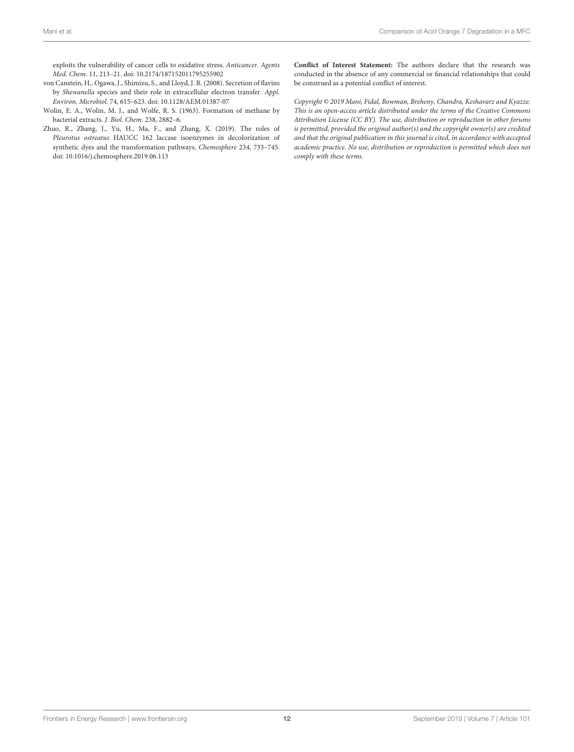exploits the vulnerability of cancer cells to oxidative stress. *Anticancer. Agents Med. Chem.* 11, 213–21. doi: 10.2174/187152011795255902

von Canstein, H., Ogawa, J., Shimizu, S., and Lloyd, J. R. (2008). Secretion of flavins by *Shewanella* species and their role in extracellular electron transfer. *Appl. Environ. Microbiol.* 74, 615–623. doi: 10.1128/AEM.01387-07

Wolin, E. A., Wolin, M. J., and Wolfe, R. S. (1963). Formation of methane by bacterial extracts. *J. Biol. Chem.* 238, 2882–6.

Zhuo, R., Zhang, J., Yu, H., Ma, F., and Zhang, X. (2019). The roles of *Pleurotus ostreatus* HAUCC 162 laccase isoenzymes in decolorization of synthetic dyes and the transformation pathways. *Chemosphere* 234, 733–745. doi: 10.1016/j.chemosphere.2019.06.113

**Conflict of Interest Statement:** The authors declare that the research was conducted in the absence of any commercial or financial relationships that could be construed as a potential conflict of interest.

*Copyright © 2019 Mani, Fidal, Bowman, Breheny, Chandra, Keshavarz and Kyazze. This is an open-access article distributed under the terms of the Creative Commons Attribution License (CC BY). The use, distribution or reproduction in other forums is permitted, provided the original author(s) and the copyright owner(s) are credited and that the original publication in this journal is cited, in accordance with accepted academic practice. No use, distribution or reproduction is permitted which does not comply with these terms.*